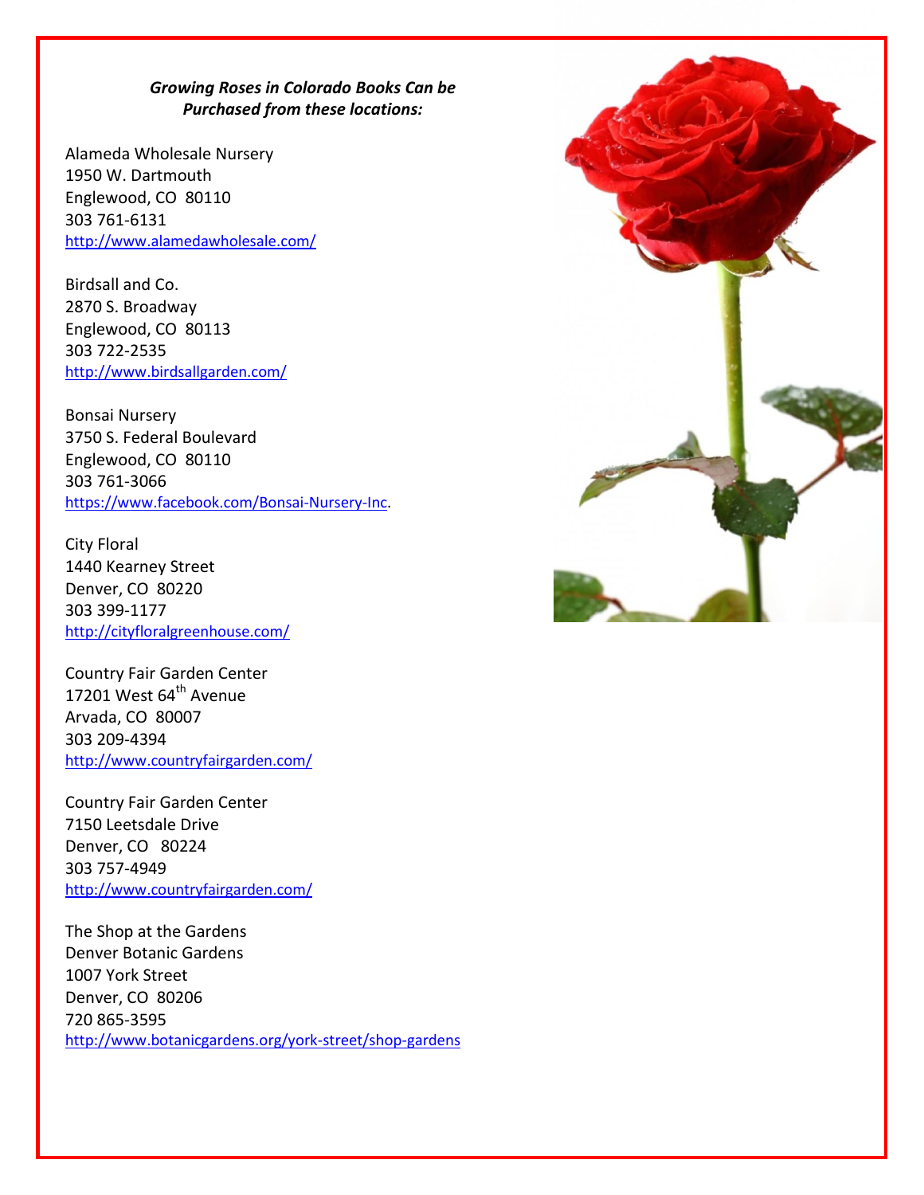***Growing Roses in Colorado Books Can be Purchased from these locations:***

Alameda Wholesale Nursery
1950 W. Dartmouth
Englewood, CO 80110
303 761-6131
http://www.alamedawholesale.com/

Birdsall and Co.
2870 S. Broadway
Englewood, CO 80113
303 722-2535
http://www.birdsallgarden.com/

Bonsai Nursery
3750 S. Federal Boulevard
Englewood, CO 80110
303 761-3066
https://www.facebook.com/Bonsai-Nursery-Inc.

City Floral
1440 Kearney Street
Denver, CO 80220
303 399-1177
http://cityfloralgreenhouse.com/

Country Fair Garden Center
17201 West 64th Avenue
Arvada, CO 80007
303 209-4394
http://www.countryfairgarden.com/

Country Fair Garden Center
7150 Leetsdale Drive
Denver, CO 80224
303 757-4949
http://www.countryfairgarden.com/

The Shop at the Gardens
Denver Botanic Gardens
1007 York Street
Denver, CO 80206
720 865-3595
http://www.botanicgardens.org/york-street/shop-gardens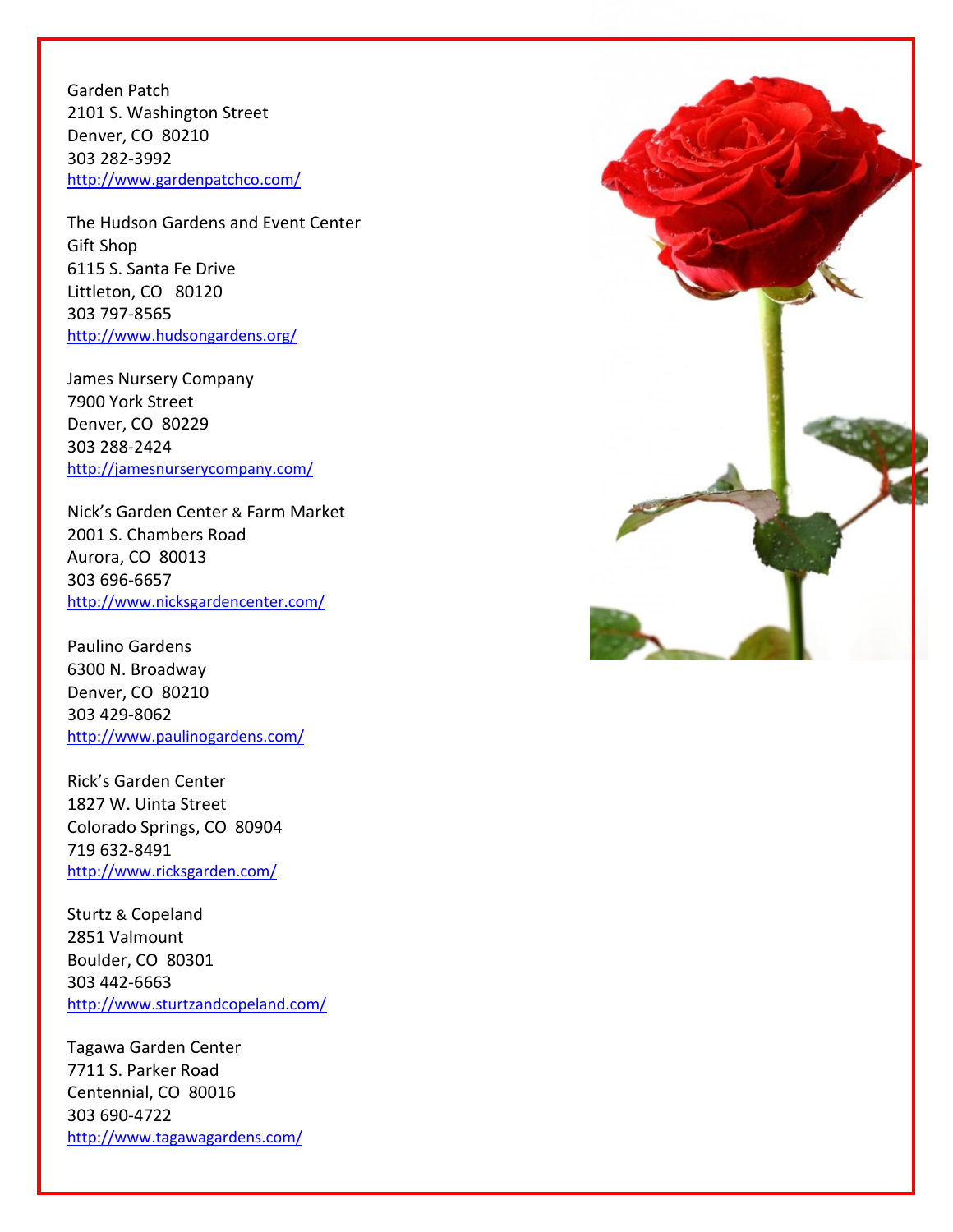Garden Patch
2101 S. Washington Street
Denver, CO 80210
303 282-3992
http://www.gardenpatchco.com/

The Hudson Gardens and Event Center
Gift Shop
6115 S. Santa Fe Drive
Littleton, CO 80120
303 797-8565
http://www.hudsongardens.org/

James Nursery Company
7900 York Street
Denver, CO 80229
303 288-2424
http://jamesnurserycompany.com/

Nick's Garden Center & Farm Market
2001 S. Chambers Road
Aurora, CO 80013
303 696-6657
http://www.nicksgardencenter.com/

Paulino Gardens
6300 N. Broadway
Denver, CO 80210
303 429-8062
http://www.paulinogardens.com/

Rick's Garden Center
1827 W. Uinta Street
Colorado Springs, CO 80904
719 632-8491
http://www.ricksgarden.com/

Sturtz & Copeland
2851 Valmount
Boulder, CO 80301
303 442-6663
http://www.sturtzandcopeland.com/

Tagawa Garden Center
7711 S. Parker Road
Centennial, CO 80016
303 690-4722
http://www.tagawagardens.com/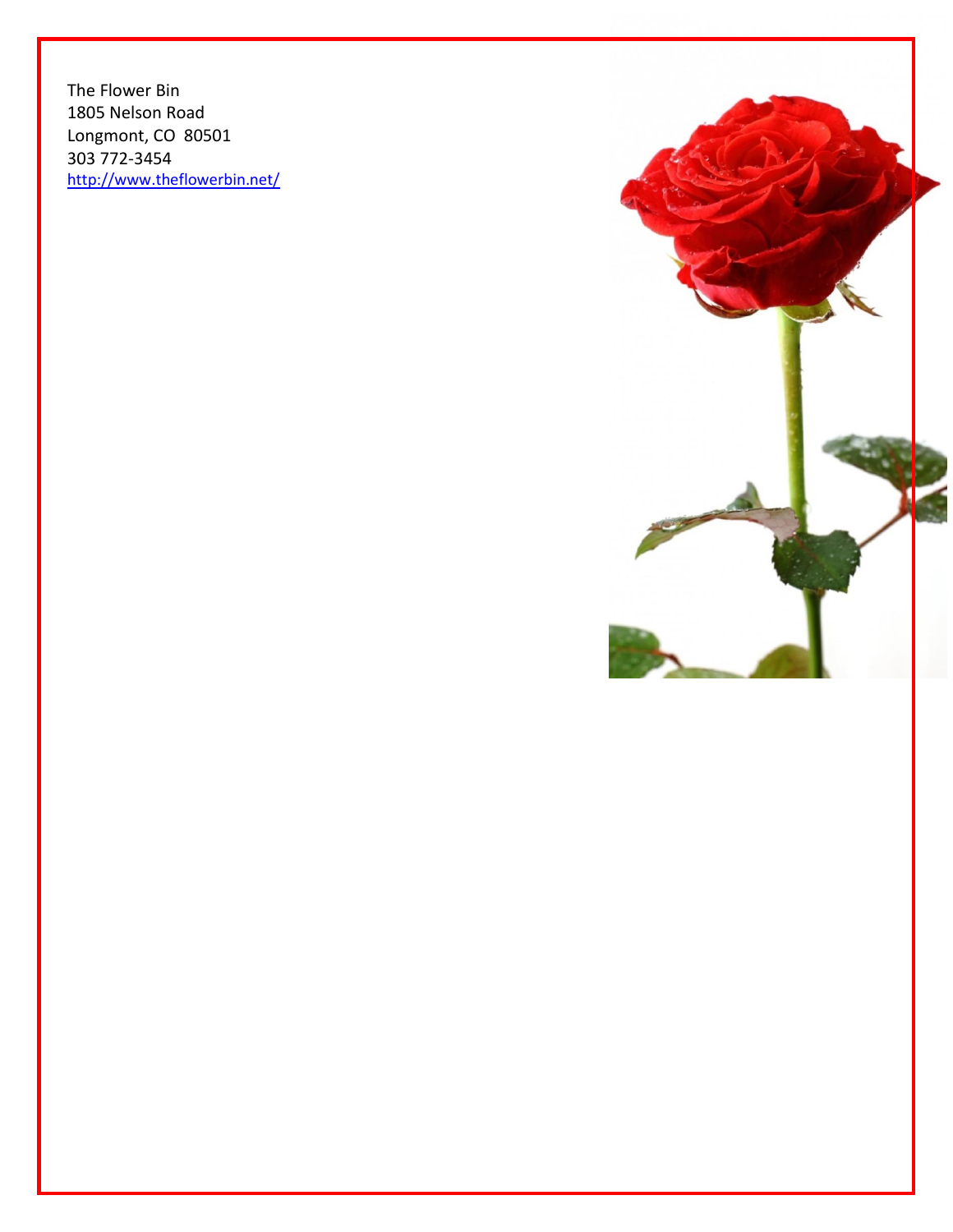The Flower Bin
1805 Nelson Road
Longmont, CO  80501
303 772-3454
[http://www.theflowerbin.net/](http://www.theflowerbin.net/)